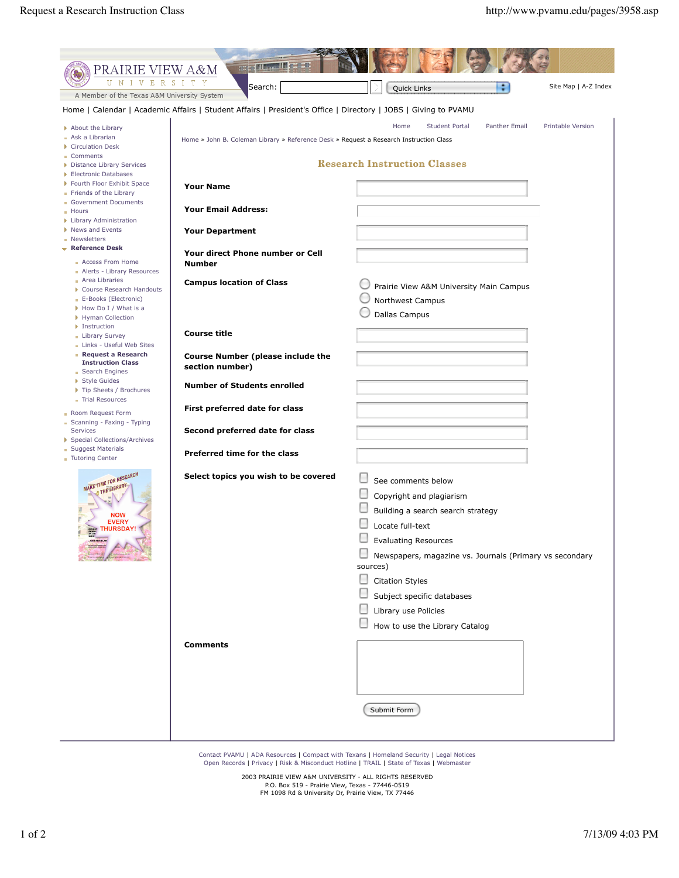PRAIRIE VIEW A&M
UNIVERSITY
A Member of the Texas A&M University System

Search: Quick Links

Site Map | A-Z Index

Home | Calendar | Academic Affairs | Student Affairs | President's Office | Directory | JOBS | Giving to PVAMU

- About the Library
- Ask a Librarian
- Circulation Desk
- Comments
- Distance Library Services
- Electronic Databases
- Fourth Floor Exhibit Space
- Friends of the Library
- Government Documents
- Hours
- Library Administration
- News and Events
- Newsletters
- **Reference Desk**
  - Access From Home
  - Alerts - Library Resources
  - Area Libraries
  - Course Research Handouts
  - E-Books (Electronic)
  - How Do I / What is a
  - Hyman Collection
  - Instruction
  - Library Survey
  - Links - Useful Web Sites
  - **Request a Research Instruction Class**
  - Search Engines
  - Style Guides
  - Tip Sheets / Brochures
  - Trial Resources
- Room Request Form
- Scanning - Faxing - Typing Services
- Special Collections/Archives
- Suggest Materials
- Tutoring Center

MAKE TIME FOR RESEARCH @ THE LIBRARY NOW EVERY THURSDAY!

Home | Student Portal | Panther Email | Printable Version

Home » John B. Coleman Library » Reference Desk » Request a Research Instruction Class

## Research Instruction Classes

**Your Name**

**Your Email Address:**

**Your Department**

**Your direct Phone number or Cell Number**

**Campus location of Class**

- Prairie View A&M University Main Campus
- Northwest Campus
- Dallas Campus

**Course title**

**Course Number (please include the section number)**

**Number of Students enrolled**

**First preferred date for class**

**Second preferred date for class**

**Preferred time for the class**

**Select topics you wish to be covered**

- See comments below
- Copyright and plagiarism
- Building a search search strategy
- Locate full-text
- Evaluating Resources
- Newspapers, magazine vs. Journals (Primary vs secondary sources)
- Citation Styles
- Subject specific databases
- Library use Policies
- How to use the Library Catalog

**Comments**

Submit Form

Contact PVAMU | ADA Resources | Compact with Texans | Homeland Security | Legal Notices
Open Records | Privacy | Risk & Misconduct Hotline | TRAIL | State of Texas | Webmaster

2003 PRAIRIE VIEW A&M UNIVERSITY - ALL RIGHTS RESERVED
P.O. Box 519 - Prairie View, Texas - 77446-0519
FM 1098 Rd & University Dr, Prairie View, TX 77446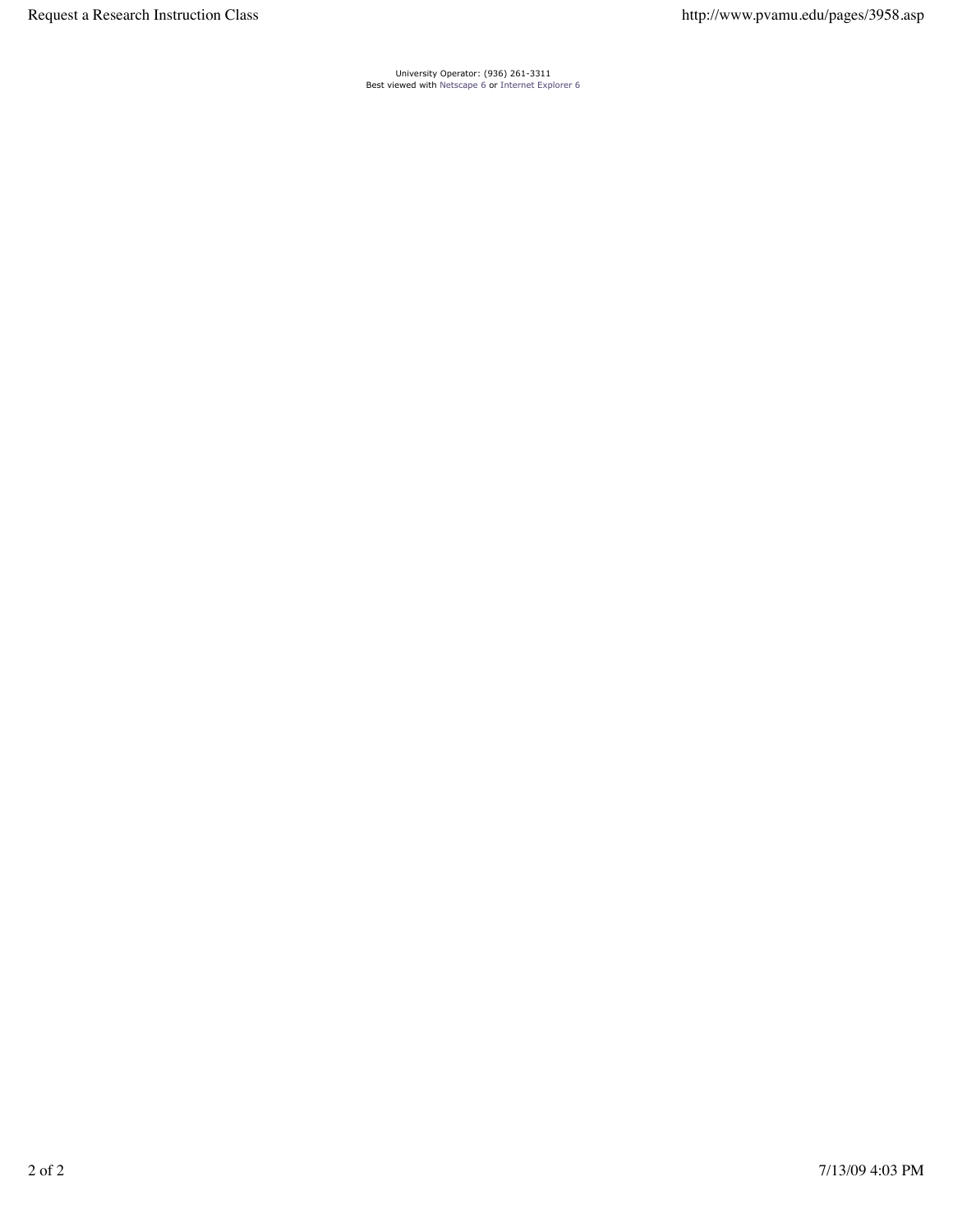University Operator: (936) 261-3311
Best viewed with Netscape 6 or Internet Explorer 6